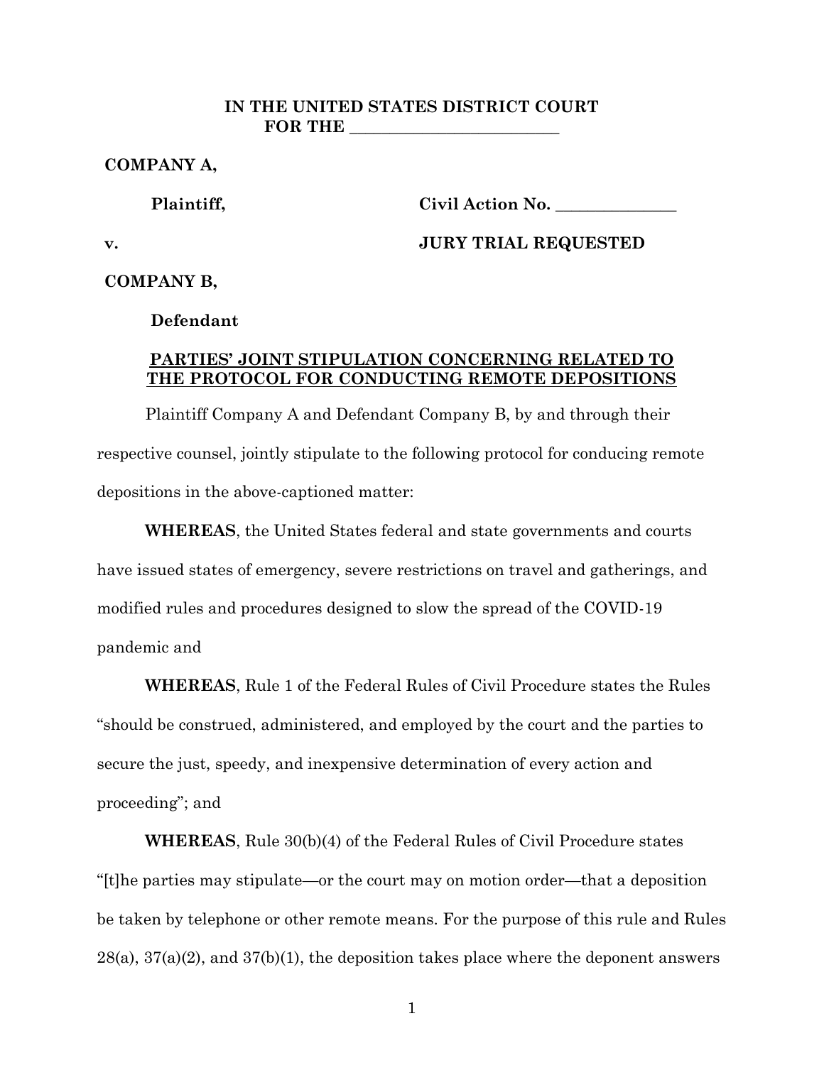**IN THE UNITED STATES DISTRICT COURT**
**FOR THE __________________________**

**COMPANY A,**

**Plaintiff,**

**Civil Action No. _______________**

**v.**

**JURY TRIAL REQUESTED**

**COMPANY B,**

**Defendant**

**PARTIES' JOINT STIPULATION CONCERNING RELATED TO THE PROTOCOL FOR CONDUCTING REMOTE DEPOSITIONS**

Plaintiff Company A and Defendant Company B, by and through their respective counsel, jointly stipulate to the following protocol for conducing remote depositions in the above-captioned matter:

**WHEREAS**, the United States federal and state governments and courts have issued states of emergency, severe restrictions on travel and gatherings, and modified rules and procedures designed to slow the spread of the COVID-19 pandemic and

**WHEREAS**, Rule 1 of the Federal Rules of Civil Procedure states the Rules "should be construed, administered, and employed by the court and the parties to secure the just, speedy, and inexpensive determination of every action and proceeding"; and

**WHEREAS**, Rule 30(b)(4) of the Federal Rules of Civil Procedure states "[t]he parties may stipulate—or the court may on motion order—that a deposition be taken by telephone or other remote means. For the purpose of this rule and Rules 28(a), 37(a)(2), and 37(b)(1), the deposition takes place where the deponent answers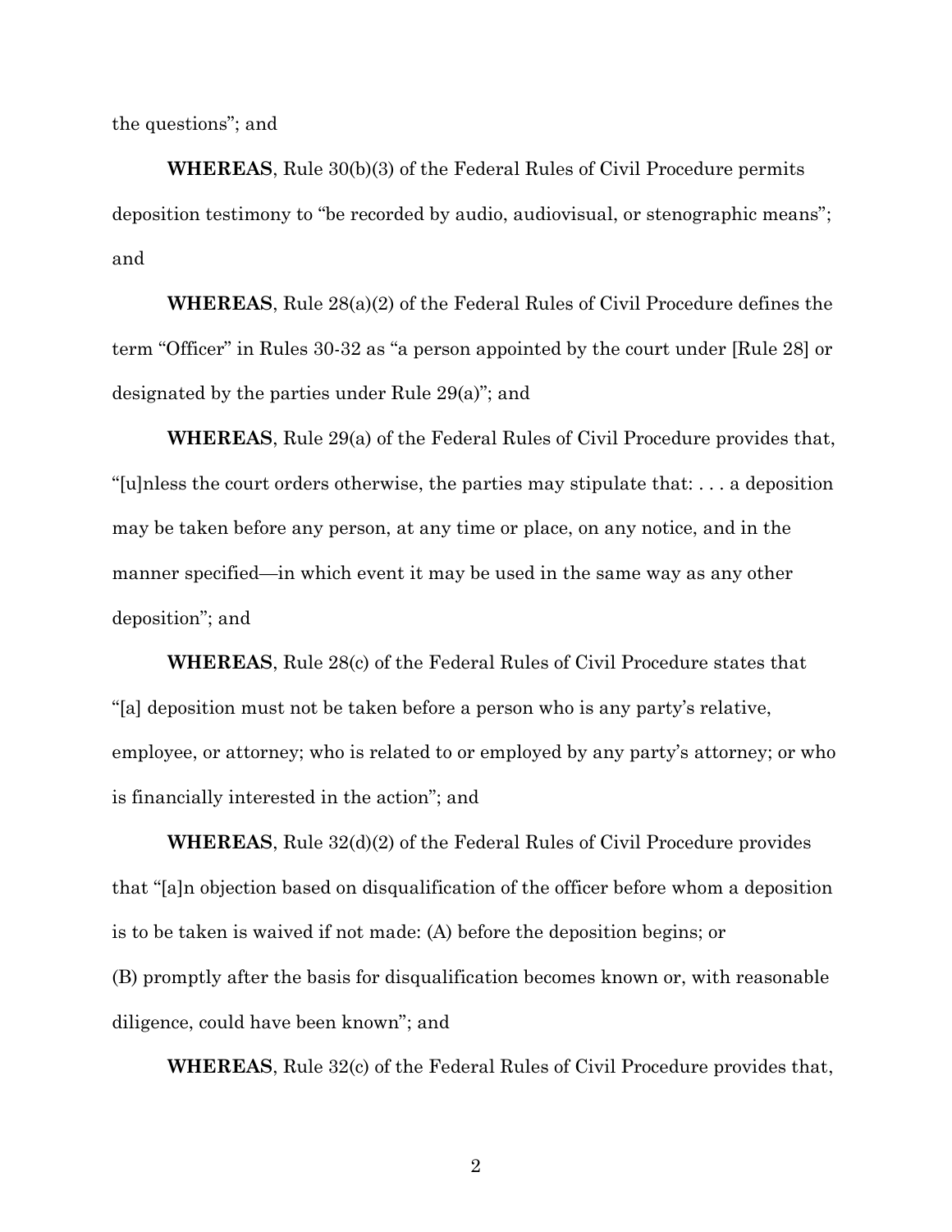the questions"; and

**WHEREAS**, Rule 30(b)(3) of the Federal Rules of Civil Procedure permits deposition testimony to "be recorded by audio, audiovisual, or stenographic means"; and

**WHEREAS**, Rule 28(a)(2) of the Federal Rules of Civil Procedure defines the term "Officer" in Rules 30-32 as "a person appointed by the court under [Rule 28] or designated by the parties under Rule 29(a)"; and

**WHEREAS**, Rule 29(a) of the Federal Rules of Civil Procedure provides that, "[u]nless the court orders otherwise, the parties may stipulate that: . . . a deposition may be taken before any person, at any time or place, on any notice, and in the manner specified—in which event it may be used in the same way as any other deposition"; and

**WHEREAS**, Rule 28(c) of the Federal Rules of Civil Procedure states that "[a] deposition must not be taken before a person who is any party's relative, employee, or attorney; who is related to or employed by any party's attorney; or who is financially interested in the action"; and

**WHEREAS**, Rule 32(d)(2) of the Federal Rules of Civil Procedure provides that "[a]n objection based on disqualification of the officer before whom a deposition is to be taken is waived if not made: (A) before the deposition begins; or (B) promptly after the basis for disqualification becomes known or, with reasonable diligence, could have been known"; and

**WHEREAS**, Rule 32(c) of the Federal Rules of Civil Procedure provides that,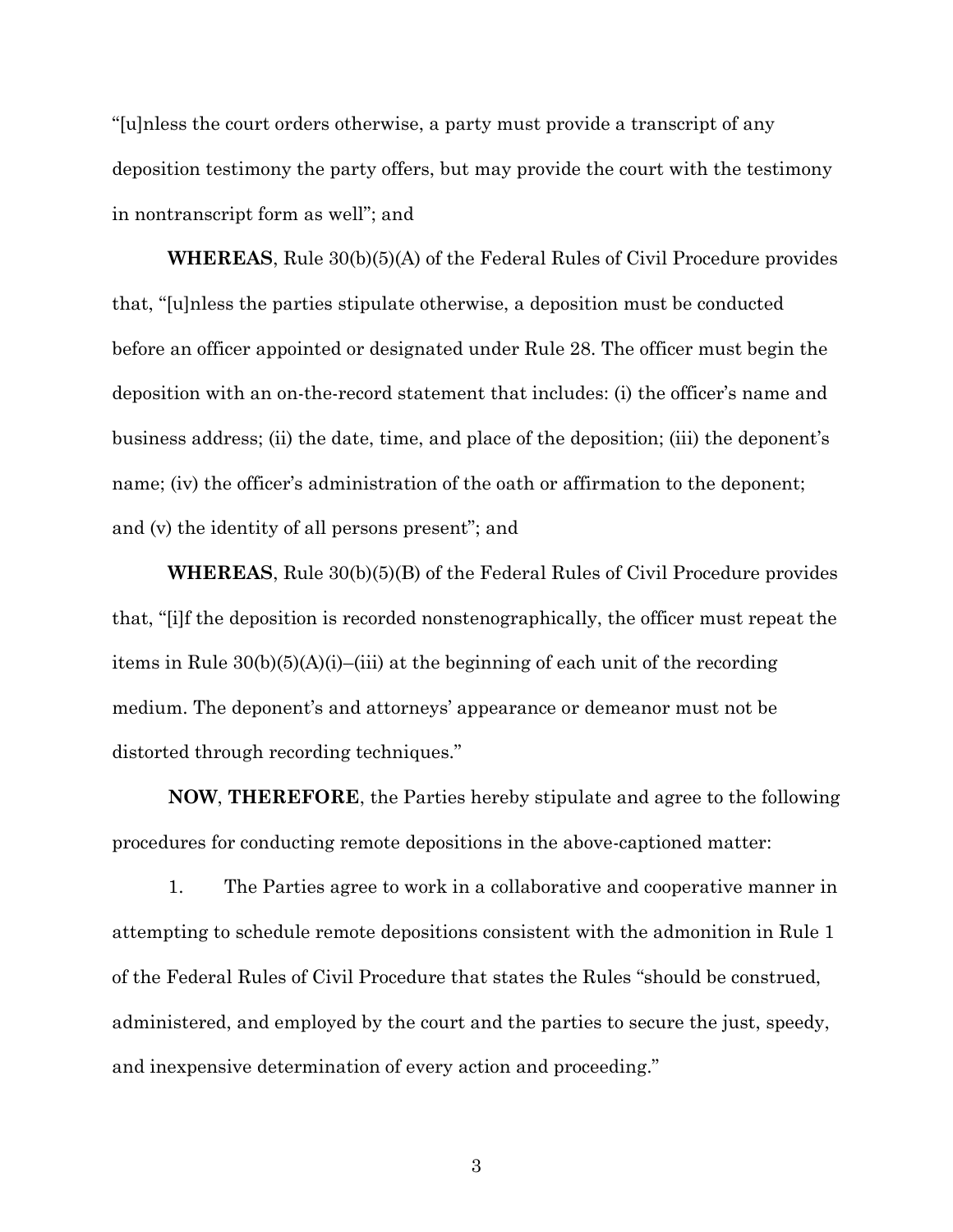"[u]nless the court orders otherwise, a party must provide a transcript of any deposition testimony the party offers, but may provide the court with the testimony in nontranscript form as well"; and

**WHEREAS**, Rule 30(b)(5)(A) of the Federal Rules of Civil Procedure provides that, "[u]nless the parties stipulate otherwise, a deposition must be conducted before an officer appointed or designated under Rule 28. The officer must begin the deposition with an on-the-record statement that includes: (i) the officer's name and business address; (ii) the date, time, and place of the deposition; (iii) the deponent's name; (iv) the officer's administration of the oath or affirmation to the deponent; and (v) the identity of all persons present"; and

**WHEREAS**, Rule 30(b)(5)(B) of the Federal Rules of Civil Procedure provides that, "[i]f the deposition is recorded nonstenographically, the officer must repeat the items in Rule 30(b)(5)(A)(i)–(iii) at the beginning of each unit of the recording medium. The deponent's and attorneys' appearance or demeanor must not be distorted through recording techniques."

**NOW**, **THEREFORE**, the Parties hereby stipulate and agree to the following procedures for conducting remote depositions in the above-captioned matter:

1. The Parties agree to work in a collaborative and cooperative manner in attempting to schedule remote depositions consistent with the admonition in Rule 1 of the Federal Rules of Civil Procedure that states the Rules "should be construed, administered, and employed by the court and the parties to secure the just, speedy, and inexpensive determination of every action and proceeding."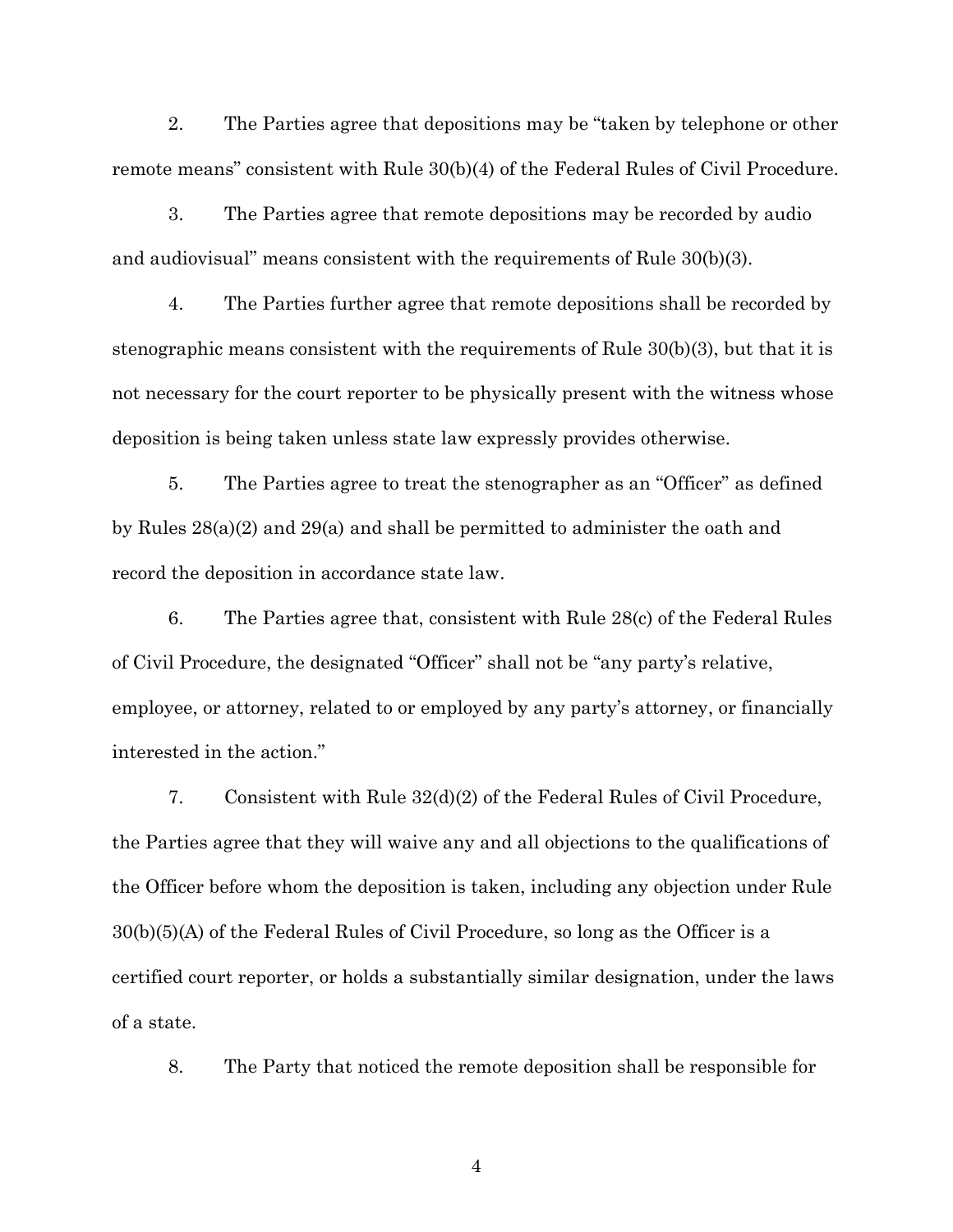2. The Parties agree that depositions may be "taken by telephone or other remote means" consistent with Rule 30(b)(4) of the Federal Rules of Civil Procedure.

3. The Parties agree that remote depositions may be recorded by audio and audiovisual" means consistent with the requirements of Rule 30(b)(3).

4. The Parties further agree that remote depositions shall be recorded by stenographic means consistent with the requirements of Rule 30(b)(3), but that it is not necessary for the court reporter to be physically present with the witness whose deposition is being taken unless state law expressly provides otherwise.

5. The Parties agree to treat the stenographer as an "Officer" as defined by Rules 28(a)(2) and 29(a) and shall be permitted to administer the oath and record the deposition in accordance state law.

6. The Parties agree that, consistent with Rule 28(c) of the Federal Rules of Civil Procedure, the designated "Officer" shall not be "any party's relative, employee, or attorney, related to or employed by any party's attorney, or financially interested in the action."

7. Consistent with Rule 32(d)(2) of the Federal Rules of Civil Procedure, the Parties agree that they will waive any and all objections to the qualifications of the Officer before whom the deposition is taken, including any objection under Rule 30(b)(5)(A) of the Federal Rules of Civil Procedure, so long as the Officer is a certified court reporter, or holds a substantially similar designation, under the laws of a state.

8. The Party that noticed the remote deposition shall be responsible for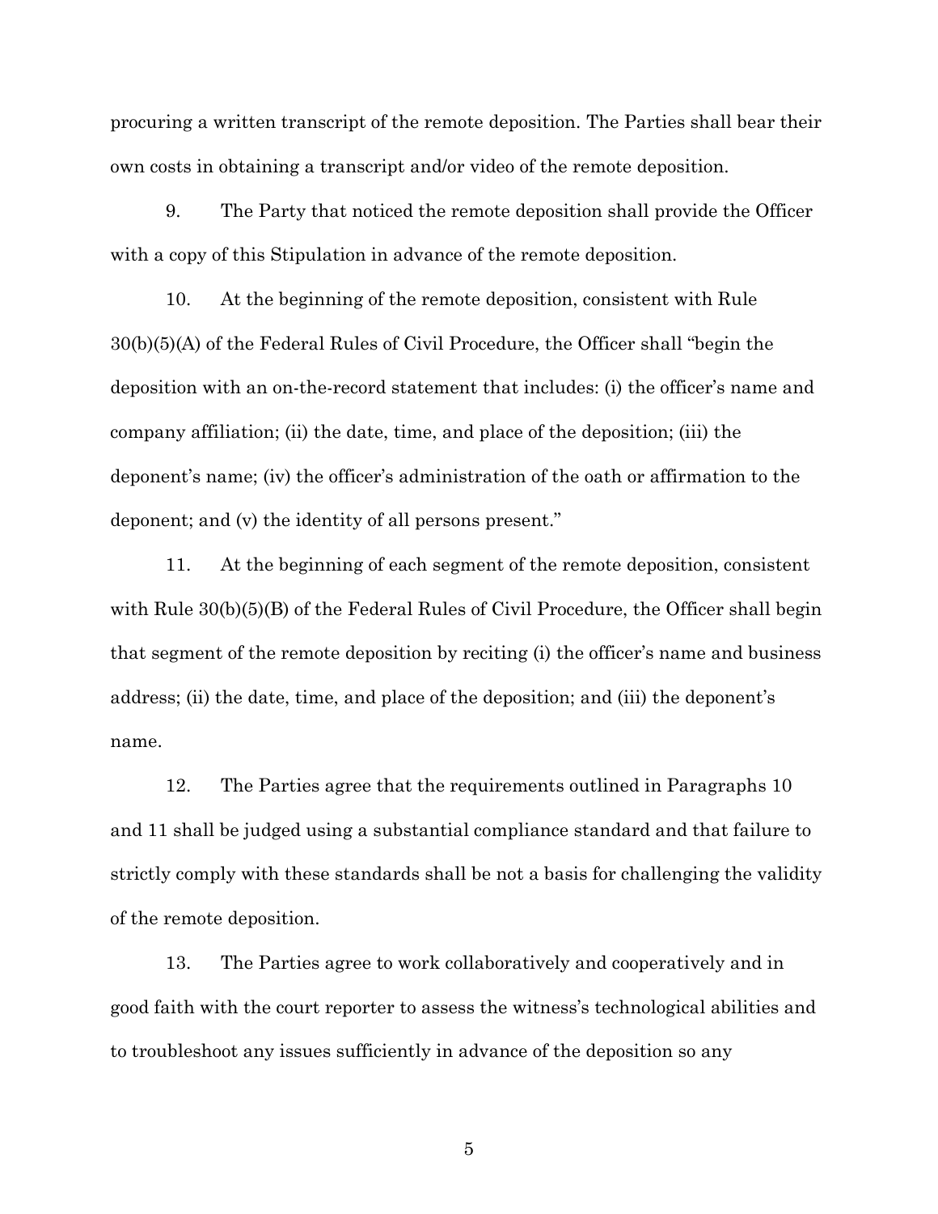procuring a written transcript of the remote deposition. The Parties shall bear their own costs in obtaining a transcript and/or video of the remote deposition.

9. The Party that noticed the remote deposition shall provide the Officer with a copy of this Stipulation in advance of the remote deposition.

10. At the beginning of the remote deposition, consistent with Rule 30(b)(5)(A) of the Federal Rules of Civil Procedure, the Officer shall "begin the deposition with an on-the-record statement that includes: (i) the officer's name and company affiliation; (ii) the date, time, and place of the deposition; (iii) the deponent's name; (iv) the officer's administration of the oath or affirmation to the deponent; and (v) the identity of all persons present."

11. At the beginning of each segment of the remote deposition, consistent with Rule 30(b)(5)(B) of the Federal Rules of Civil Procedure, the Officer shall begin that segment of the remote deposition by reciting (i) the officer's name and business address; (ii) the date, time, and place of the deposition; and (iii) the deponent's name.

12. The Parties agree that the requirements outlined in Paragraphs 10 and 11 shall be judged using a substantial compliance standard and that failure to strictly comply with these standards shall be not a basis for challenging the validity of the remote deposition.

13. The Parties agree to work collaboratively and cooperatively and in good faith with the court reporter to assess the witness's technological abilities and to troubleshoot any issues sufficiently in advance of the deposition so any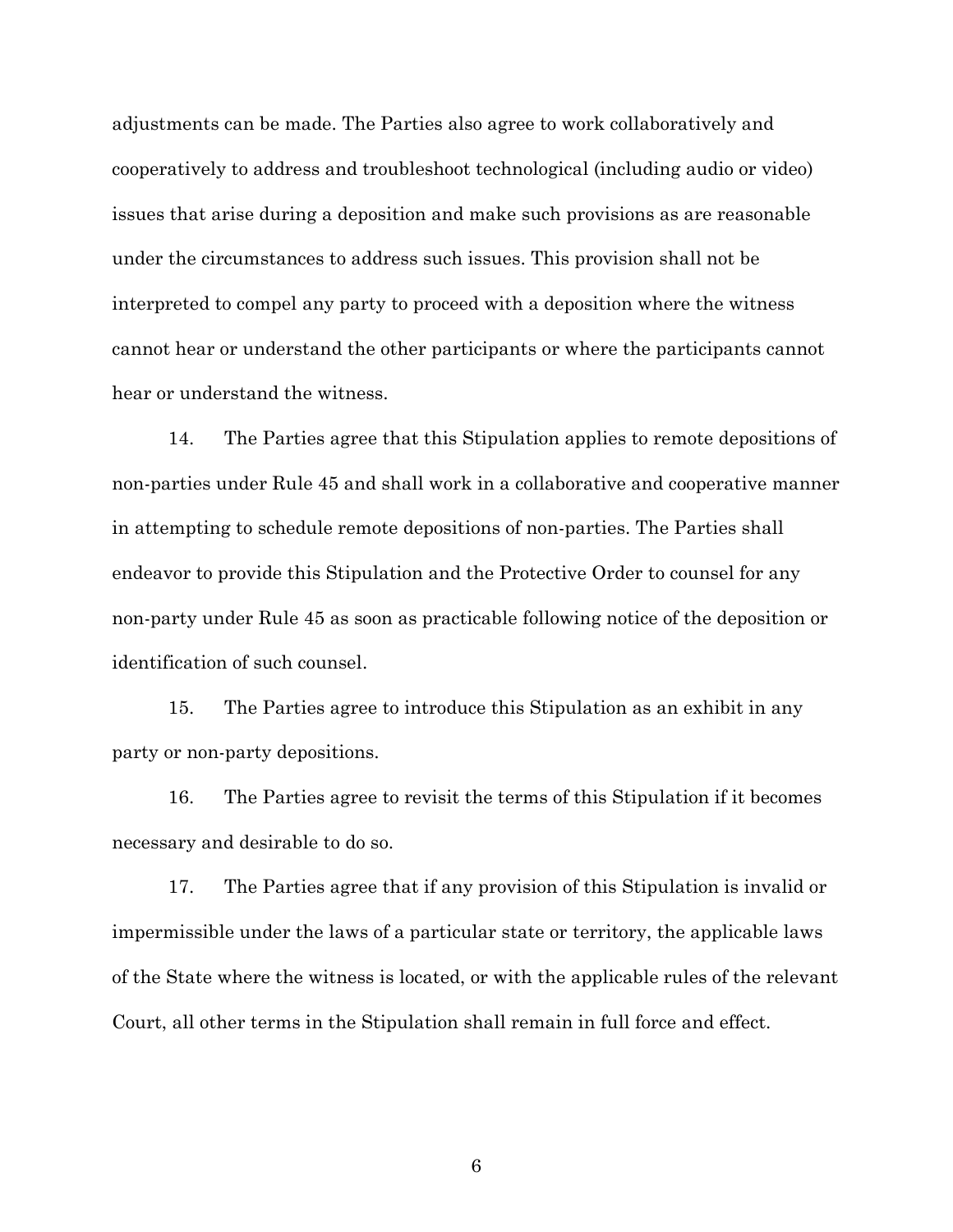adjustments can be made. The Parties also agree to work collaboratively and cooperatively to address and troubleshoot technological (including audio or video) issues that arise during a deposition and make such provisions as are reasonable under the circumstances to address such issues. This provision shall not be interpreted to compel any party to proceed with a deposition where the witness cannot hear or understand the other participants or where the participants cannot hear or understand the witness.

14. The Parties agree that this Stipulation applies to remote depositions of non-parties under Rule 45 and shall work in a collaborative and cooperative manner in attempting to schedule remote depositions of non-parties. The Parties shall endeavor to provide this Stipulation and the Protective Order to counsel for any non-party under Rule 45 as soon as practicable following notice of the deposition or identification of such counsel.

15. The Parties agree to introduce this Stipulation as an exhibit in any party or non-party depositions.

16. The Parties agree to revisit the terms of this Stipulation if it becomes necessary and desirable to do so.

17. The Parties agree that if any provision of this Stipulation is invalid or impermissible under the laws of a particular state or territory, the applicable laws of the State where the witness is located, or with the applicable rules of the relevant Court, all other terms in the Stipulation shall remain in full force and effect.